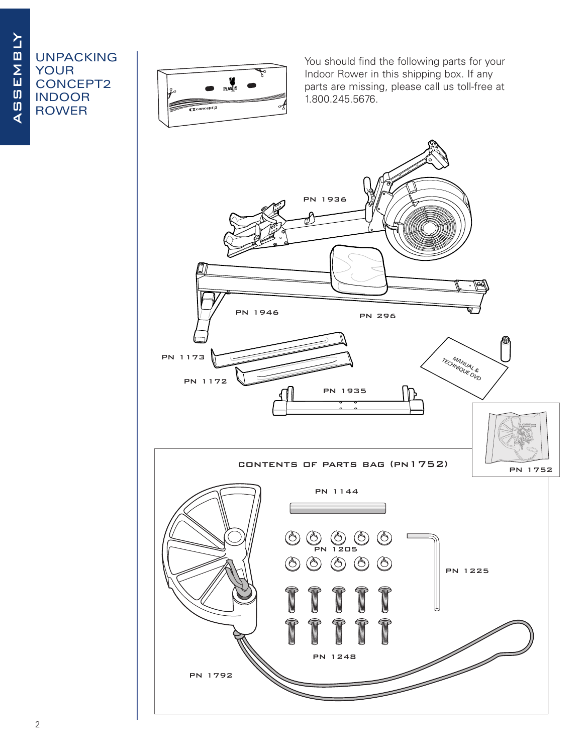# UNPACKING YOUR CONCEPT2 INDOOR ROWER

You should find the following parts for your Indoor Rower in this shipping box. If any parts are missing, please call us toll-free at 1.800.245.5676.

PN 1936

PN 1946

PN 296

PN 1173

PN 1172

PN 1935

MANUAL & TECHNIQUE DVD

PN 1752

CONTENTS OF PARTS BAG (PN1752)

PN 1144

PN 1205

PN 1225

PN 1248

PN 1792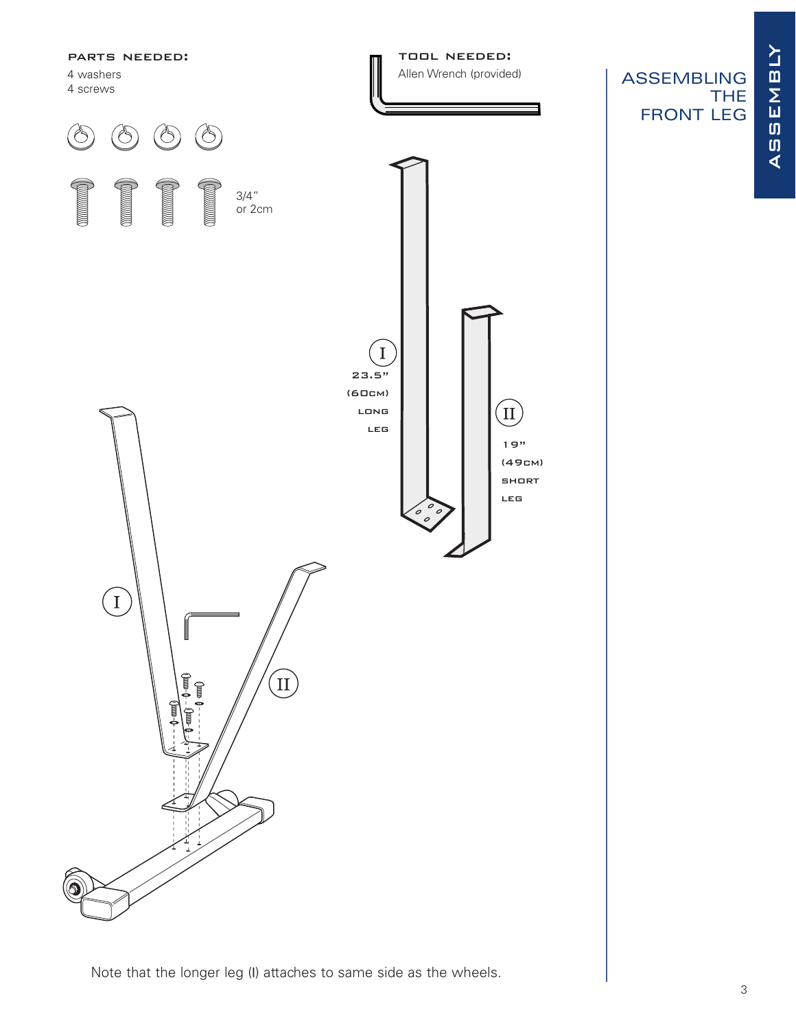# ASSEMBLING THE FRONT LEG

**PARTS NEEDED:**

4 washers
4 screws

3/4" or 2cm

**TOOL NEEDED:**

Allen Wrench (provided)

I
23.5" (60CM) LONG LEG

II
19" (49CM) SHORT LEG

Note that the longer leg (I) attaches to same side as the wheels.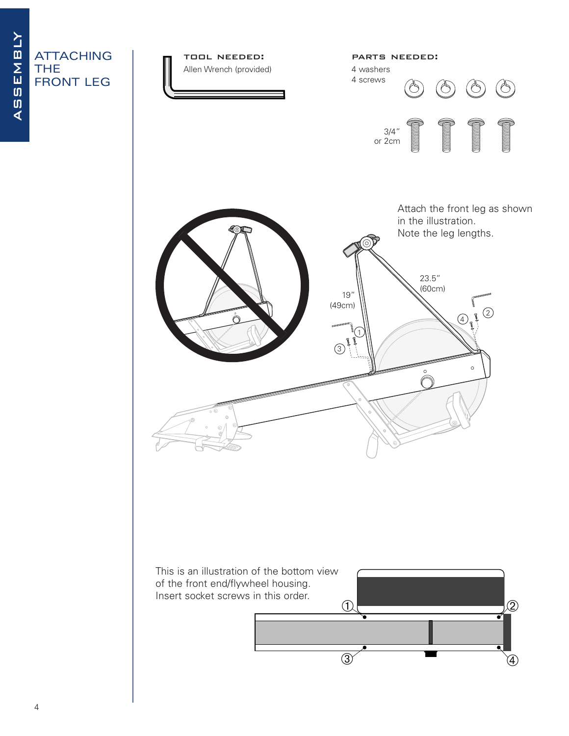# ATTACHING THE FRONT LEG

**TOOL NEEDED:**
Allen Wrench (provided)

**PARTS NEEDED:**
4 washers
4 screws

3/4″ or 2cm

Attach the front leg as shown in the illustration.
Note the leg lengths.

19″ (49cm)

23.5″ (60cm)

This is an illustration of the bottom view of the front end/flywheel housing.
Insert socket screws in this order.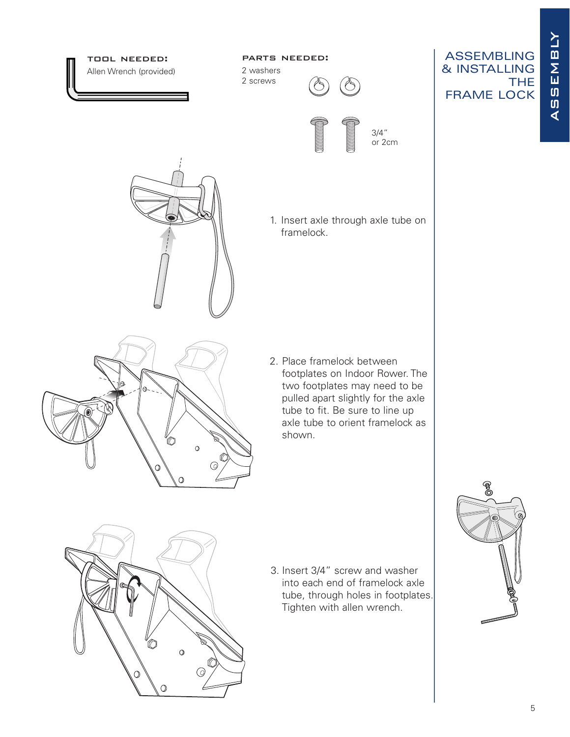# ASSEMBLING & INSTALLING THE FRAME LOCK

**TOOL NEEDED:**
Allen Wrench (provided)

**PARTS NEEDED:**
2 washers
2 screws

3/4" or 2cm

1. Insert axle through axle tube on framelock.
2. Place framelock between footplates on Indoor Rower. The two footplates may need to be pulled apart slightly for the axle tube to fit. Be sure to line up axle tube to orient framelock as shown.
3. Insert 3/4" screw and washer into each end of framelock axle tube, through holes in footplates. Tighten with allen wrench.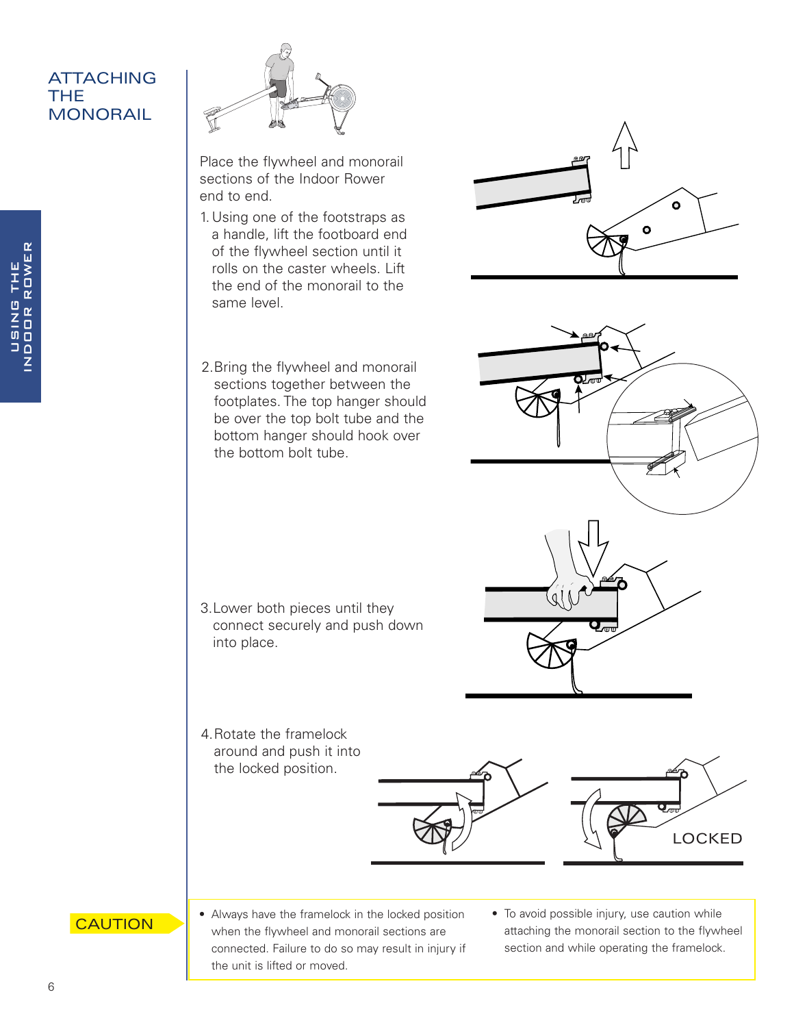# ATTACHING THE MONORAIL

Place the flywheel and monorail sections of the Indoor Rower end to end.

1. Using one of the footstraps as a handle, lift the footboard end of the flywheel section until it rolls on the caster wheels. Lift the end of the monorail to the same level.

2. Bring the flywheel and monorail sections together between the footplates. The top hanger should be over the top bolt tube and the bottom hanger should hook over the bottom bolt tube.

3. Lower both pieces until they connect securely and push down into place.

4. Rotate the framelock around and push it into the locked position.

LOCKED

**CAUTION**

- Always have the framelock in the locked position when the flywheel and monorail sections are connected. Failure to do so may result in injury if the unit is lifted or moved.
- To avoid possible injury, use caution while attaching the monorail section to the flywheel section and while operating the framelock.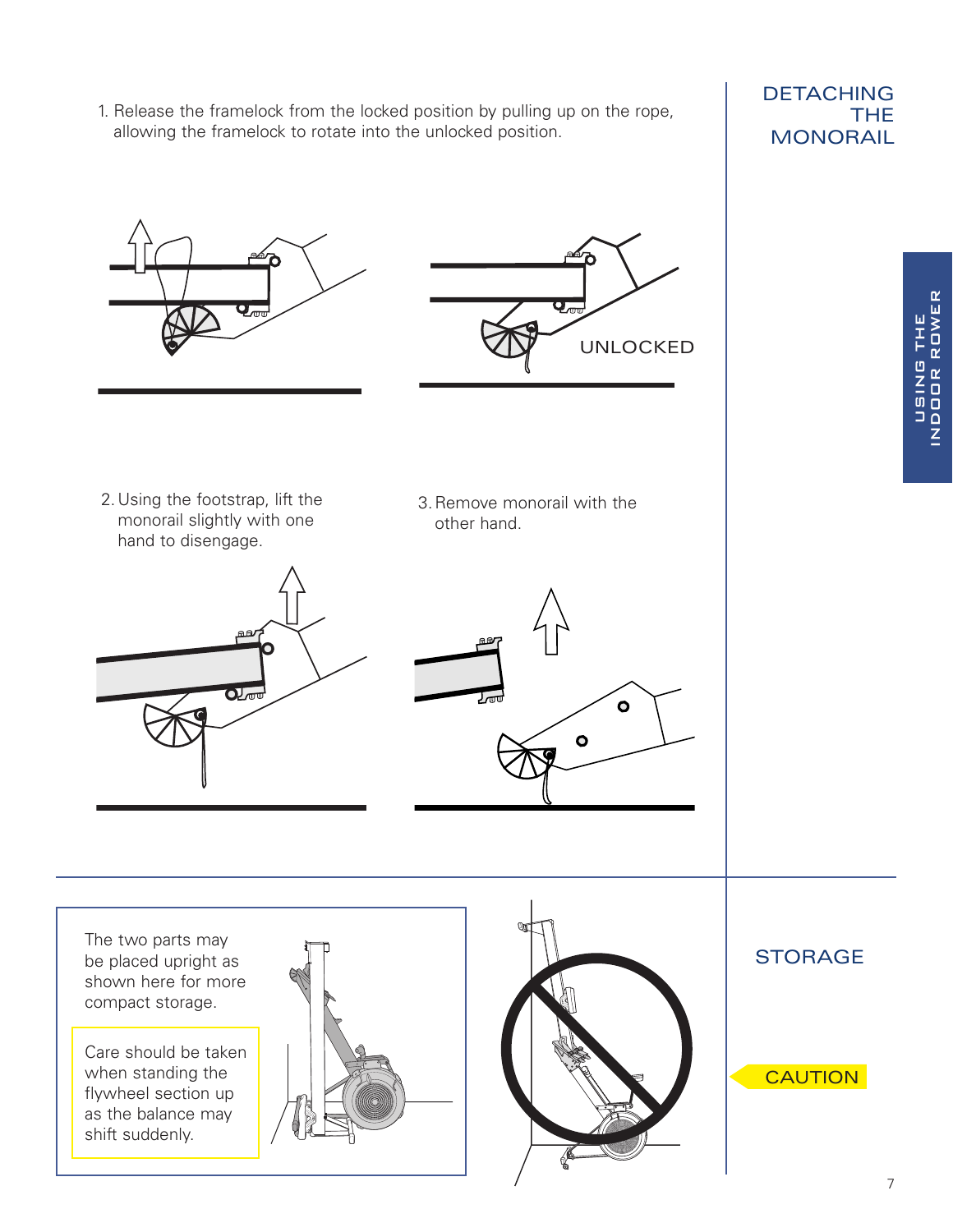## DETACHING THE MONORAIL

1. Release the framelock from the locked position by pulling up on the rope, allowing the framelock to rotate into the unlocked position.

UNLOCKED

2. Using the footstrap, lift the monorail slightly with one hand to disengage.

3. Remove monorail with the other hand.

## STORAGE

The two parts may be placed upright as shown here for more compact storage.

**CAUTION**

Care should be taken when standing the flywheel section up as the balance may shift suddenly.